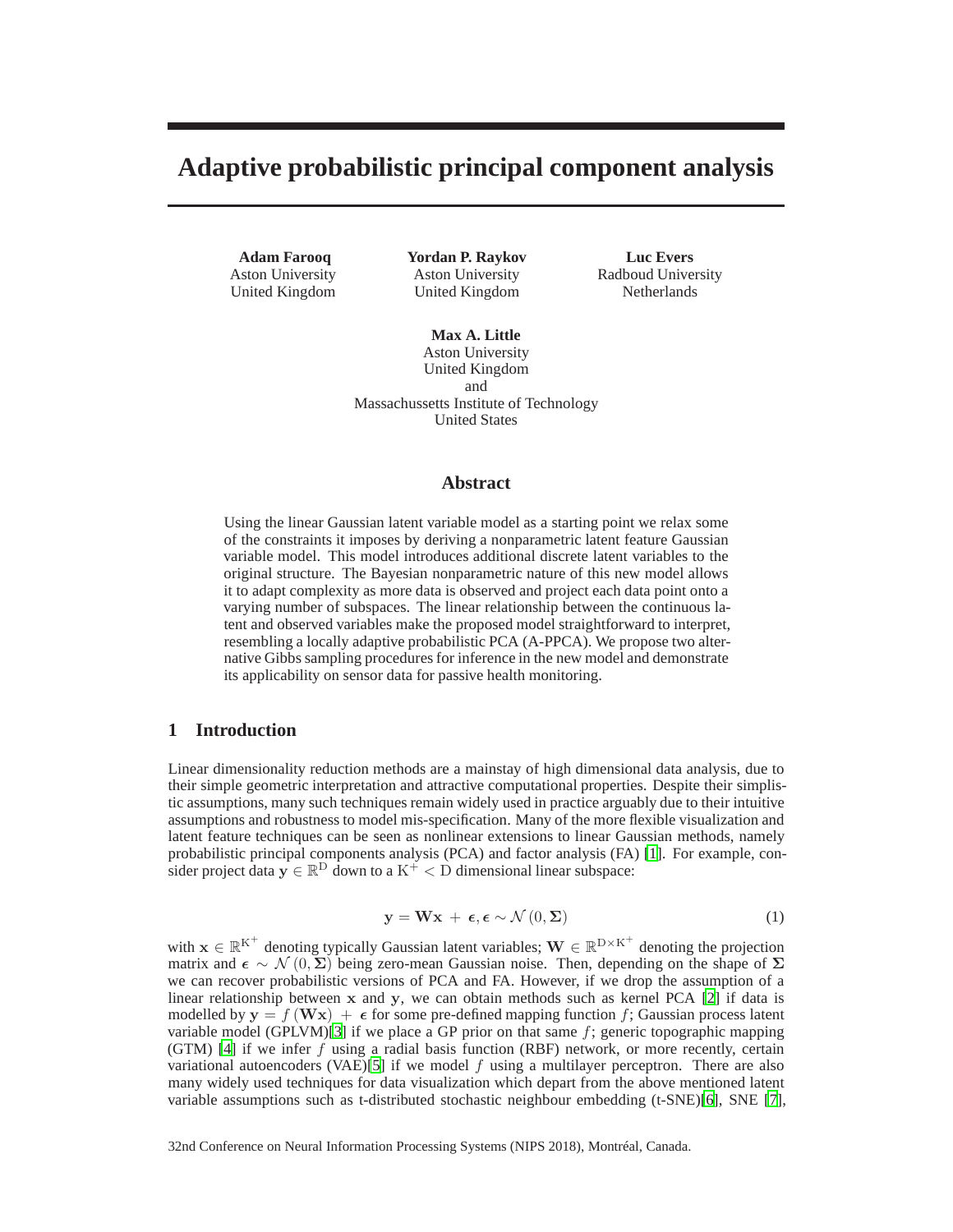# Adaptive probabilistic principal component analysis

**Adam Farooq**
Aston University
United Kingdom

**Yordan P. Raykov**
Aston University
United Kingdom

**Luc Evers**
Radboud University
Netherlands

**Max A. Little**
Aston University
United Kingdom
and
Massachussetts Institute of Technology
United States

## Abstract

Using the linear Gaussian latent variable model as a starting point we relax some of the constraints it imposes by deriving a nonparametric latent feature Gaussian variable model. This model introduces additional discrete latent variables to the original structure. The Bayesian nonparametric nature of this new model allows it to adapt complexity as more data is observed and project each data point onto a varying number of subspaces. The linear relationship between the continuous latent and observed variables make the proposed model straightforward to interpret, resembling a locally adaptive probabilistic PCA (A-PPCA). We propose two alternative Gibbs sampling procedures for inference in the new model and demonstrate its applicability on sensor data for passive health monitoring.

## 1 Introduction

Linear dimensionality reduction methods are a mainstay of high dimensional data analysis, due to their simple geometric interpretation and attractive computational properties. Despite their simplistic assumptions, many such techniques remain widely used in practice arguably due to their intuitive assumptions and robustness to model mis-specification. Many of the more flexible visualization and latent feature techniques can be seen as nonlinear extensions to linear Gaussian methods, namely probabilistic principal components analysis (PCA) and factor analysis (FA) [1]. For example, consider project data $\mathbf{y} \in \mathbb{R}^{\mathrm{D}}$ down to a $\mathrm{K}^{+} < \mathrm{D}$ dimensional linear subspace:

$$\mathbf{y} = \mathbf{W}\mathbf{x} + \boldsymbol{\epsilon}, \boldsymbol{\epsilon} \sim \mathcal{N}(0, \boldsymbol{\Sigma}) \tag{1}$$

with $\mathbf{x} \in \mathbb{R}^{\mathrm{K}^{+}}$ denoting typically Gaussian latent variables; $\mathbf{W} \in \mathbb{R}^{\mathrm{D} \times \mathrm{K}^{+}}$ denoting the projection matrix and $\boldsymbol{\epsilon} \sim \mathcal{N}(0, \boldsymbol{\Sigma})$ being zero-mean Gaussian noise. Then, depending on the shape of $\boldsymbol{\Sigma}$ we can recover probabilistic versions of PCA and FA. However, if we drop the assumption of a linear relationship between $\mathbf{x}$ and $\mathbf{y}$, we can obtain methods such as kernel PCA [2] if data is modelled by $\mathbf{y} = f(\mathbf{W}\mathbf{x}) + \boldsymbol{\epsilon}$ for some pre-defined mapping function $f$; Gaussian process latent variable model (GPLVM)[3] if we place a GP prior on that same $f$; generic topographic mapping (GTM) [4] if we infer $f$ using a radial basis function (RBF) network, or more recently, certain variational autoencoders (VAE)[5] if we model $f$ using a multilayer perceptron. There are also many widely used techniques for data visualization which depart from the above mentioned latent variable assumptions such as t-distributed stochastic neighbour embedding (t-SNE)[6], SNE [7],

32nd Conference on Neural Information Processing Systems (NIPS 2018), Montréal, Canada.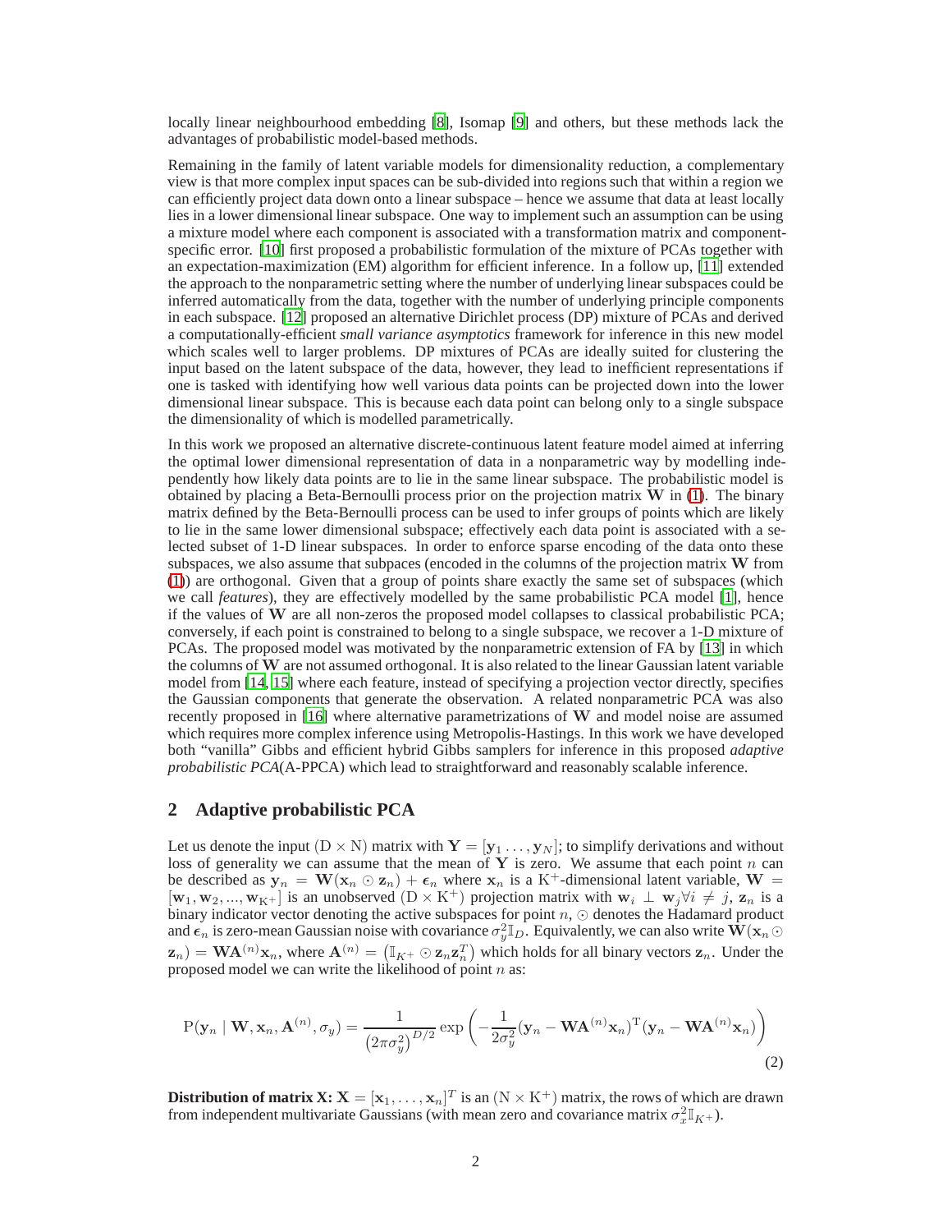locally linear neighbourhood embedding [8], Isomap [9] and others, but these methods lack the advantages of probabilistic model-based methods.

Remaining in the family of latent variable models for dimensionality reduction, a complementary view is that more complex input spaces can be sub-divided into regions such that within a region we can efficiently project data down onto a linear subspace – hence we assume that data at least locally lies in a lower dimensional linear subspace. One way to implement such an assumption can be using a mixture model where each component is associated with a transformation matrix and component-specific error. [10] first proposed a probabilistic formulation of the mixture of PCAs together with an expectation-maximization (EM) algorithm for efficient inference. In a follow up, [11] extended the approach to the nonparametric setting where the number of underlying linear subspaces could be inferred automatically from the data, together with the number of underlying principle components in each subspace. [12] proposed an alternative Dirichlet process (DP) mixture of PCAs and derived a computationally-efficient *small variance asymptotics* framework for inference in this new model which scales well to larger problems. DP mixtures of PCAs are ideally suited for clustering the input based on the latent subspace of the data, however, they lead to inefficient representations if one is tasked with identifying how well various data points can be projected down into the lower dimensional linear subspace. This is because each data point can belong only to a single subspace the dimensionality of which is modelled parametrically.

In this work we proposed an alternative discrete-continuous latent feature model aimed at inferring the optimal lower dimensional representation of data in a nonparametric way by modelling independently how likely data points are to lie in the same linear subspace. The probabilistic model is obtained by placing a Beta-Bernoulli process prior on the projection matrix $\mathbf{W}$ in (1). The binary matrix defined by the Beta-Bernoulli process can be used to infer groups of points which are likely to lie in the same lower dimensional subspace; effectively each data point is associated with a selected subset of 1-D linear subspaces. In order to enforce sparse encoding of the data onto these subspaces, we also assume that subpaces (encoded in the columns of the projection matrix $\mathbf{W}$ from (1)) are orthogonal. Given that a group of points share exactly the same set of subspaces (which we call *features*), they are effectively modelled by the same probabilistic PCA model [1], hence if the values of $\mathbf{W}$ are all non-zeros the proposed model collapses to classical probabilistic PCA; conversely, if each point is constrained to belong to a single subspace, we recover a 1-D mixture of PCAs. The proposed model was motivated by the nonparametric extension of FA by [13] in which the columns of $\mathbf{W}$ are not assumed orthogonal. It is also related to the linear Gaussian latent variable model from [14, 15] where each feature, instead of specifying a projection vector directly, specifies the Gaussian components that generate the observation. A related nonparametric PCA was also recently proposed in [16] where alternative parametrizations of $\mathbf{W}$ and model noise are assumed which requires more complex inference using Metropolis-Hastings. In this work we have developed both "vanilla" Gibbs and efficient hybrid Gibbs samplers for inference in this proposed *adaptive probabilistic PCA*(A-PPCA) which lead to straightforward and reasonably scalable inference.

## 2 Adaptive probabilistic PCA

Let us denote the input $(\mathrm{D} \times \mathrm{N})$ matrix with $\mathbf{Y} = [\mathbf{y}_1 \ldots, \mathbf{y}_N]$; to simplify derivations and without loss of generality we can assume that the mean of $\mathbf{Y}$ is zero. We assume that each point $n$ can be described as $\mathbf{y}_n = \mathbf{W}(\mathbf{x}_n \odot \mathbf{z}_n) + \boldsymbol{\epsilon}_n$ where $\mathbf{x}_n$ is a $\mathrm{K}^+$-dimensional latent variable, $\mathbf{W} = [\mathbf{w}_1, \mathbf{w}_2, ..., \mathbf{w}_{K^+}]$ is an unobserved $(\mathrm{D} \times \mathrm{K}^+)$ projection matrix with $\mathbf{w}_i \perp \mathbf{w}_j \forall i \neq j$, $\mathbf{z}_n$ is a binary indicator vector denoting the active subspaces for point $n$, $\odot$ denotes the Hadamard product and $\boldsymbol{\epsilon}_n$ is zero-mean Gaussian noise with covariance $\sigma_y^2 \mathbb{I}_D$. Equivalently, we can also write $\mathbf{W}(\mathbf{x}_n \odot \mathbf{z}_n) = \mathbf{W}\mathbf{A}^{(n)}\mathbf{x}_n$, where $\mathbf{A}^{(n)} = \left(\mathbb{I}_{K^+} \odot \mathbf{z}_n \mathbf{z}_n^T\right)$ which holds for all binary vectors $\mathbf{z}_n$. Under the proposed model we can write the likelihood of point $n$ as:

$$
\mathrm{P}(\mathbf{y}_n \mid \mathbf{W}, \mathbf{x}_n, \mathbf{A}^{(n)}, \sigma_y) = \frac{1}{\left(2\pi\sigma_y^2\right)^{D/2}} \exp\left(-\frac{1}{2\sigma_y^2}(\mathbf{y}_n - \mathbf{W}\mathbf{A}^{(n)}\mathbf{x}_n)^{\mathrm{T}}(\mathbf{y}_n - \mathbf{W}\mathbf{A}^{(n)}\mathbf{x}_n)\right) \tag{2}
$$

**Distribution of matrix X:** $\mathbf{X} = [\mathbf{x}_1, \ldots, \mathbf{x}_n]^T$ is an $(\mathrm{N} \times \mathrm{K}^+)$ matrix, the rows of which are drawn from independent multivariate Gaussians (with mean zero and covariance matrix $\sigma_x^2 \mathbb{I}_{K^+}$).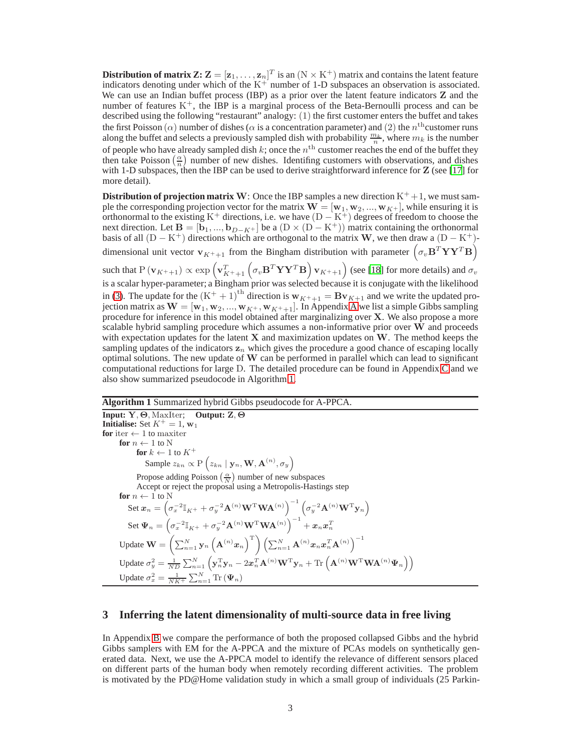**Distribution of matrix Z:** $\mathbf{Z} = [\mathbf{z}_1, \ldots, \mathbf{z}_n]^T$ is an $(\mathrm{N} \times \mathrm{K}^+)$ matrix and contains the latent feature indicators denoting under which of the $\mathrm{K}^+$ number of 1-D subspaces an observation is associated. We can use an Indian buffet process (IBP) as a prior over the latent feature indicators $\mathbf{Z}$ and the number of features $\mathrm{K}^+$, the IBP is a marginal process of the Beta-Bernoulli process and can be described using the following "restaurant" analogy: (1) the first customer enters the buffet and takes the first Poisson $(\alpha)$ number of dishes ($\alpha$ is a concentration parameter) and (2) the $n^{\text{th}}$customer runs along the buffet and selects a previously sampled dish with probability $\frac{m_k}{n}$, where $m_k$ is the number of people who have already sampled dish $k$; once the $n^{\text{th}}$ customer reaches the end of the buffet they then take Poisson $\left(\frac{\alpha}{n}\right)$ number of new dishes. Identifing customers with observations, and dishes with 1-D subspaces, then the IBP can be used to derive straightforward inference for $\mathbf{Z}$ (see [17] for more detail).

**Distribution of projection matrix W:** Once the IBP samples a new direction $\mathrm{K}^+ + 1$, we must sample the corresponding projection vector for the matrix $\mathbf{W} = [\mathbf{w}_1, \mathbf{w}_2, ..., \mathbf{w}_{K^+}]$, while ensuring it is orthonormal to the existing $\mathrm{K}^+$ directions, i.e. we have $(\mathrm{D} - \mathrm{K}^+)$ degrees of freedom to choose the next direction. Let $\mathbf{B} = [\mathbf{b}_1, ..., \mathbf{b}_{D-K^+}]$ be a $(\mathrm{D} \times (\mathrm{D} - \mathrm{K}^+))$ matrix containing the orthonormal basis of all $(\mathrm{D} - \mathrm{K}^+)$ directions which are orthogonal to the matrix $\mathbf{W}$, we then draw a $(\mathrm{D} - \mathrm{K}^+)$-dimensional unit vector $\mathbf{v}_{K^+ + 1}$ from the Bingham distribution with parameter $\left(\sigma_v \mathbf{B}^T \mathbf{Y}\mathbf{Y}^T \mathbf{B}\right)$ such that $\mathrm{P}\left(\mathbf{v}_{K^+ + 1}\right) \propto \exp\left(\mathbf{v}_{K^+ + 1}^T \left(\sigma_v \mathbf{B}^T \mathbf{Y}\mathbf{Y}^T \mathbf{B}\right) \mathbf{v}_{K^+ + 1}\right)$ (see [18] for more details) and $\sigma_v$ is a scalar hyper-parameter; a Bingham prior was selected because it is conjugate with the likelihood in (3). The update for the $(\mathrm{K}^+ + 1)^{\text{th}}$ direction is $\mathbf{w}_{K^+ + 1} = \mathbf{B}\mathbf{v}_{K+1}$ and we write the updated projection matrix as $\mathbf{W} = [\mathbf{w}_1, \mathbf{w}_2, ..., \mathbf{w}_{K^+}, \mathbf{w}_{K^+ + 1}]$. In Appendix A we list a simple Gibbs sampling procedure for inference in this model obtained after marginalizing over $\mathbf{X}$. We also propose a more scalable hybrid sampling procedure which assumes a non-informative prior over $\mathbf{W}$ and proceeds with expectation updates for the latent $\mathbf{X}$ and maximization updates on $\mathbf{W}$. The method keeps the sampling updates of the indicators $\mathbf{z}_n$ which gives the procedure a good chance of escaping locally optimal solutions. The new update of $\mathbf{W}$ can be performed in parallel which can lead to significant computational reductions for large D. The detailed procedure can be found in Appendix C and we also show summarized pseudocode in Algorithm 1.

**Algorithm 1** Summarized hybrid Gibbs pseudocode for A-PPCA.

```
Input: Y, Θ, MaxIter;   Output: Z, Θ
Initialise: Set K+ = 1, w_1
for iter ← 1 to maxiter
    for n ← 1 to N
        for k ← 1 to K+
            Sample z_kn ∝ P(z_kn | y_n, W, A^(n), σ_y)
        Propose adding Poisson(α/N) number of new subspaces
        Accept or reject the proposal using a Metropolis-Hastings step
    for n ← 1 to N
        Set x_n = (σ_x^-2 I_K+ + σ_y^-2 A^(n) W^T W A^(n))^-1 (σ_y^-2 A^(n) W^T y_n)
        Set Ψ_n = (σ_x^-2 I_K+ + σ_y^-2 A^(n) W^T W A^(n))^-1 + x_n x_n^T
    Update W = (Σ_{n=1}^N y_n (A^(n) x_n)^T) (Σ_{n=1}^N A^(n) x_n x_n^T A^(n))^-1
    Update σ_y^2 = 1/(ND) Σ_{n=1}^N (y_n^T y_n − 2 x_n^T A^(n) W^T y_n + Tr(A^(n) W^T W A^(n) Ψ_n))
    Update σ_x^2 = 1/(NK+) Σ_{n=1}^N Tr(Ψ_n)
```

Where, in the algorithm:

- Sample $z_{kn} \propto \mathrm{P}\left(z_{kn} \mid \mathbf{y}_n, \mathbf{W}, \mathbf{A}^{(n)}, \sigma_y\right)$
- $\boldsymbol{x}_n = \left(\sigma_x^{-2}\mathbb{I}_{K^+} + \sigma_y^{-2}\mathbf{A}^{(n)}\mathbf{W}^{\mathrm{T}}\mathbf{W}\mathbf{A}^{(n)}\right)^{-1}\left(\sigma_y^{-2}\mathbf{A}^{(n)}\mathbf{W}^{\mathrm{T}}\mathbf{y}_n\right)$
- $\boldsymbol{\Psi}_n = \left(\sigma_x^{-2}\mathbb{I}_{K^+} + \sigma_y^{-2}\mathbf{A}^{(n)}\mathbf{W}^{\mathrm{T}}\mathbf{W}\mathbf{A}^{(n)}\right)^{-1} + \boldsymbol{x}_n\boldsymbol{x}_n^T$
- $\mathbf{W} = \left(\sum_{n=1}^{N}\mathbf{y}_n\left(\mathbf{A}^{(n)}\boldsymbol{x}_n\right)^{\mathrm{T}}\right)\left(\sum_{n=1}^{N}\mathbf{A}^{(n)}\boldsymbol{x}_n\boldsymbol{x}_n^T\mathbf{A}^{(n)}\right)^{-1}$
- $\sigma_y^2 = \frac{1}{ND}\sum_{n=1}^{N}\left(\mathbf{y}_n^{\mathrm{T}}\mathbf{y}_n - 2\boldsymbol{x}_n^T\mathbf{A}^{(n)}\mathbf{W}^{\mathrm{T}}\mathbf{y}_n + \mathrm{Tr}\left(\mathbf{A}^{(n)}\mathbf{W}^{\mathrm{T}}\mathbf{W}\mathbf{A}^{(n)}\boldsymbol{\Psi}_n\right)\right)$
- $\sigma_x^2 = \frac{1}{NK^+}\sum_{n=1}^{N}\mathrm{Tr}\left(\boldsymbol{\Psi}_n\right)$

## 3 Inferring the latent dimensionality of multi-source data in free living

In Appendix B we compare the performance of both the proposed collapsed Gibbs and the hybrid Gibbs samplers with EM for the A-PPCA and the mixture of PCAs models on synthetically generated data. Next, we use the A-PPCA model to identify the relevance of different sensors placed on different parts of the human body when remotely recording different activities. The problem is motivated by the PD@Home validation study in which a small group of individuals (25 Parkin-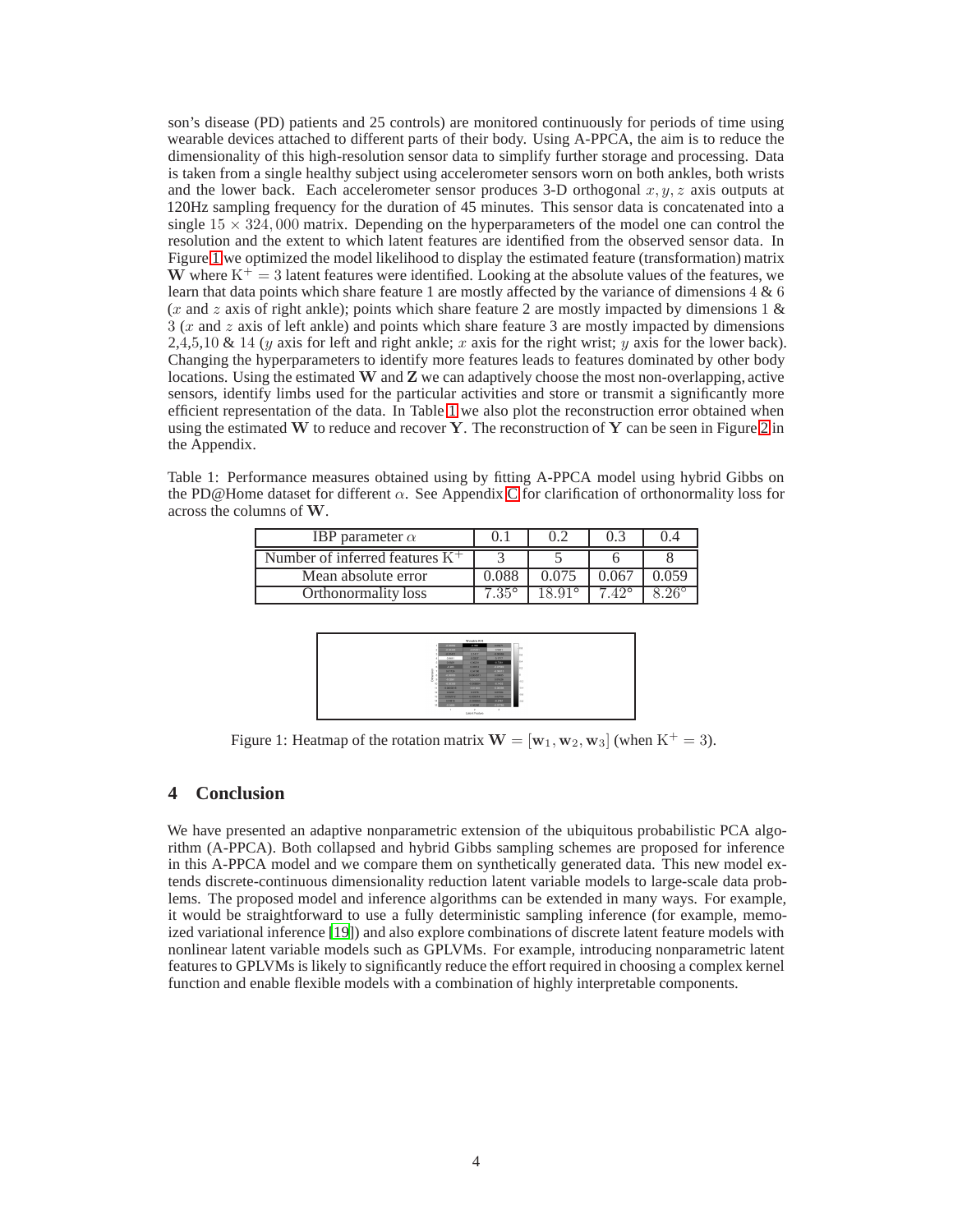son's disease (PD) patients and 25 controls) are monitored continuously for periods of time using wearable devices attached to different parts of their body. Using A-PPCA, the aim is to reduce the dimensionality of this high-resolution sensor data to simplify further storage and processing. Data is taken from a single healthy subject using accelerometer sensors worn on both ankles, both wrists and the lower back. Each accelerometer sensor produces 3-D orthogonal $x, y, z$ axis outputs at 120Hz sampling frequency for the duration of 45 minutes. This sensor data is concatenated into a single $15 \times 324,000$ matrix. Depending on the hyperparameters of the model one can control the resolution and the extent to which latent features are identified from the observed sensor data. In Figure 1 we optimized the model likelihood to display the estimated feature (transformation) matrix $\mathbf{W}$ where $\mathrm{K}^+ = 3$ latent features were identified. Looking at the absolute values of the features, we learn that data points which share feature 1 are mostly affected by the variance of dimensions 4 & 6 ($x$ and $z$ axis of right ankle); points which share feature 2 are mostly impacted by dimensions 1 & 3 ($x$ and $z$ axis of left ankle) and points which share feature 3 are mostly impacted by dimensions 2,4,5,10 & 14 ($y$ axis for left and right ankle; $x$ axis for the right wrist; $y$ axis for the lower back). Changing the hyperparameters to identify more features leads to features dominated by other body locations. Using the estimated $\mathbf{W}$ and $\mathbf{Z}$ we can adaptively choose the most non-overlapping, active sensors, identify limbs used for the particular activities and store or transmit a significantly more efficient representation of the data. In Table 1 we also plot the reconstruction error obtained when using the estimated $\mathbf{W}$ to reduce and recover $\mathbf{Y}$. The reconstruction of $\mathbf{Y}$ can be seen in Figure 2 in the Appendix.

Table 1: Performance measures obtained using by fitting A-PPCA model using hybrid Gibbs on the PD@Home dataset for different $\alpha$. See Appendix C for clarification of orthonormality loss for across the columns of $\mathbf{W}$.

| IBP parameter $\alpha$ | 0.1 | 0.2 | 0.3 | 0.4 |
|---|---|---|---|---|
| Number of inferred features $\mathrm{K}^+$ | 3 | 5 | 6 | 8 |
| Mean absolute error | 0.088 | 0.075 | 0.067 | 0.059 |
| Orthonormality loss | $7.35°$ | $18.91°$ | $7.42°$ | $8.26°$ |

Figure 1: Heatmap of the rotation matrix $\mathbf{W} = [\mathbf{w}_1, \mathbf{w}_2, \mathbf{w}_3]$ (when $\mathrm{K}^+ = 3$).

## 4 Conclusion

We have presented an adaptive nonparametric extension of the ubiquitous probabilistic PCA algorithm (A-PPCA). Both collapsed and hybrid Gibbs sampling schemes are proposed for inference in this A-PPCA model and we compare them on synthetically generated data. This new model extends discrete-continuous dimensionality reduction latent variable models to large-scale data problems. The proposed model and inference algorithms can be extended in many ways. For example, it would be straightforward to use a fully deterministic sampling inference (for example, memoized variational inference [19]) and also explore combinations of discrete latent feature models with nonlinear latent variable models such as GPLVMs. For example, introducing nonparametric latent features to GPLVMs is likely to significantly reduce the effort required in choosing a complex kernel function and enable flexible models with a combination of highly interpretable components.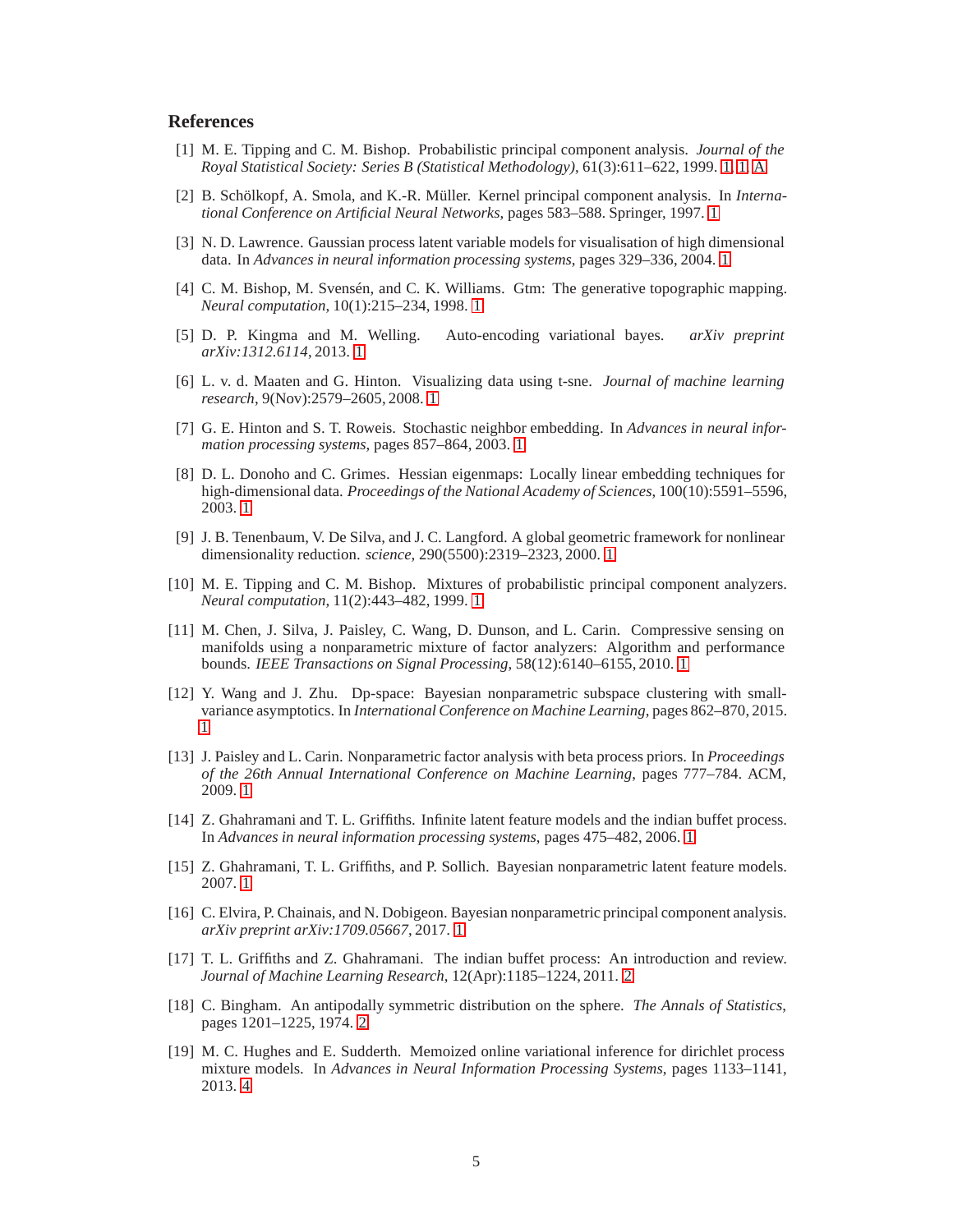## References

[1] M. E. Tipping and C. M. Bishop. Probabilistic principal component analysis. *Journal of the Royal Statistical Society: Series B (Statistical Methodology)*, 61(3):611–622, 1999. 1, 1, A

[2] B. Schölkopf, A. Smola, and K.-R. Müller. Kernel principal component analysis. In *International Conference on Artificial Neural Networks*, pages 583–588. Springer, 1997. 1

[3] N. D. Lawrence. Gaussian process latent variable models for visualisation of high dimensional data. In *Advances in neural information processing systems*, pages 329–336, 2004. 1

[4] C. M. Bishop, M. Svensén, and C. K. Williams. Gtm: The generative topographic mapping. *Neural computation*, 10(1):215–234, 1998. 1

[5] D. P. Kingma and M. Welling. Auto-encoding variational bayes. *arXiv preprint arXiv:1312.6114*, 2013. 1

[6] L. v. d. Maaten and G. Hinton. Visualizing data using t-sne. *Journal of machine learning research*, 9(Nov):2579–2605, 2008. 1

[7] G. E. Hinton and S. T. Roweis. Stochastic neighbor embedding. In *Advances in neural information processing systems*, pages 857–864, 2003. 1

[8] D. L. Donoho and C. Grimes. Hessian eigenmaps: Locally linear embedding techniques for high-dimensional data. *Proceedings of the National Academy of Sciences*, 100(10):5591–5596, 2003. 1

[9] J. B. Tenenbaum, V. De Silva, and J. C. Langford. A global geometric framework for nonlinear dimensionality reduction. *science*, 290(5500):2319–2323, 2000. 1

[10] M. E. Tipping and C. M. Bishop. Mixtures of probabilistic principal component analyzers. *Neural computation*, 11(2):443–482, 1999. 1

[11] M. Chen, J. Silva, J. Paisley, C. Wang, D. Dunson, and L. Carin. Compressive sensing on manifolds using a nonparametric mixture of factor analyzers: Algorithm and performance bounds. *IEEE Transactions on Signal Processing*, 58(12):6140–6155, 2010. 1

[12] Y. Wang and J. Zhu. Dp-space: Bayesian nonparametric subspace clustering with small-variance asymptotics. In *International Conference on Machine Learning*, pages 862–870, 2015. 1

[13] J. Paisley and L. Carin. Nonparametric factor analysis with beta process priors. In *Proceedings of the 26th Annual International Conference on Machine Learning*, pages 777–784. ACM, 2009. 1

[14] Z. Ghahramani and T. L. Griffiths. Infinite latent feature models and the indian buffet process. In *Advances in neural information processing systems*, pages 475–482, 2006. 1

[15] Z. Ghahramani, T. L. Griffiths, and P. Sollich. Bayesian nonparametric latent feature models. 2007. 1

[16] C. Elvira, P. Chainais, and N. Dobigeon. Bayesian nonparametric principal component analysis. *arXiv preprint arXiv:1709.05667*, 2017. 1

[17] T. L. Griffiths and Z. Ghahramani. The indian buffet process: An introduction and review. *Journal of Machine Learning Research*, 12(Apr):1185–1224, 2011. 2

[18] C. Bingham. An antipodally symmetric distribution on the sphere. *The Annals of Statistics*, pages 1201–1225, 1974. 2

[19] M. C. Hughes and E. Sudderth. Memoized online variational inference for dirichlet process mixture models. In *Advances in Neural Information Processing Systems*, pages 1133–1141, 2013. 4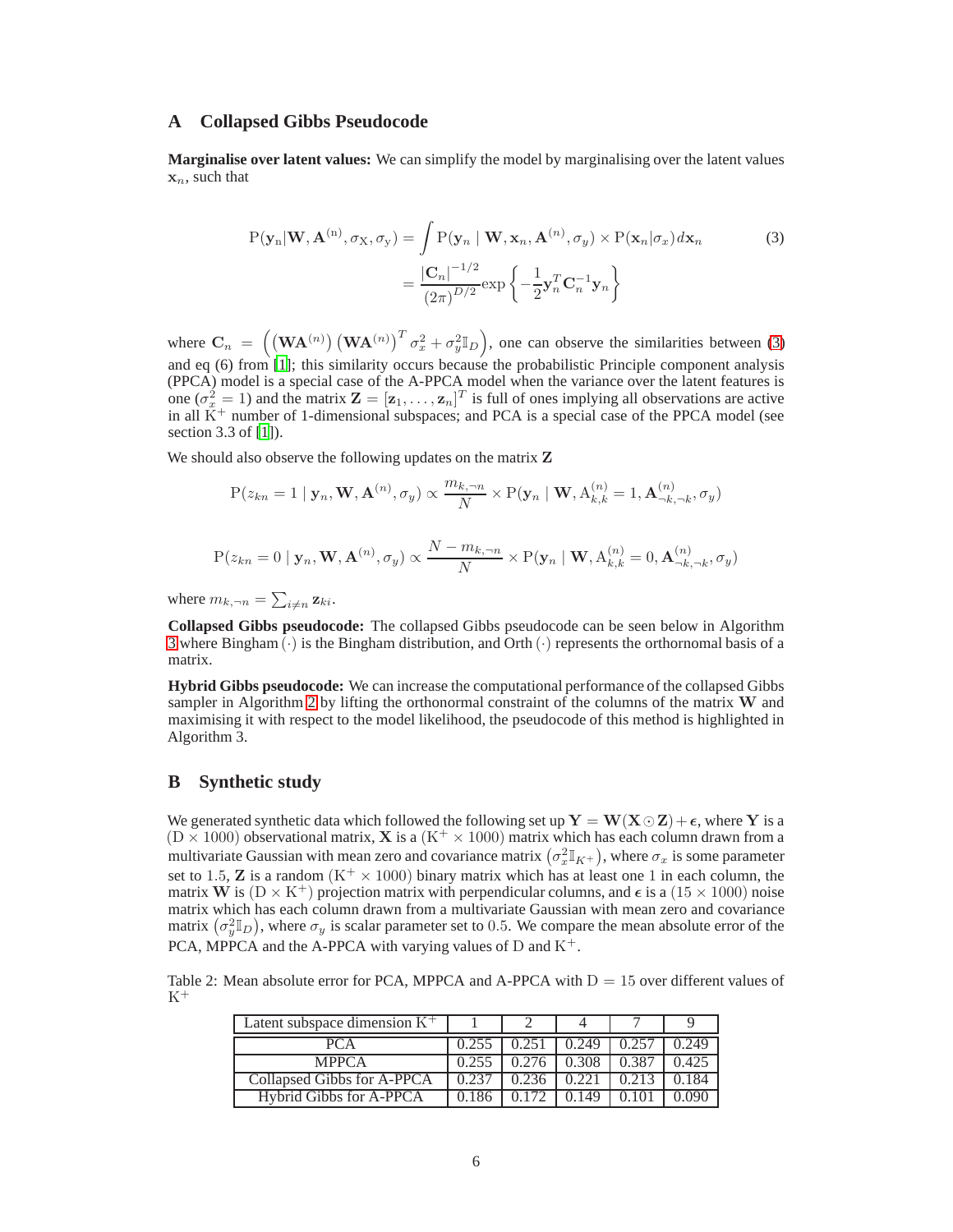## A Collapsed Gibbs Pseudocode

**Marginalise over latent values:** We can simplify the model by marginalising over the latent values $\mathbf{x}_n$, such that

$$
\begin{aligned}
\mathrm{P}(\mathbf{y}_\mathrm{n}|\mathbf{W}, \mathbf{A}^{(\mathrm{n})}, \sigma_\mathrm{X}, \sigma_\mathrm{y}) &= \int \mathrm{P}(\mathbf{y}_n \mid \mathbf{W}, \mathbf{x}_n, \mathbf{A}^{(n)}, \sigma_y) \times \mathrm{P}(\mathbf{x}_n|\sigma_x)\, d\mathbf{x}_n \\
&= \frac{|\mathbf{C}_n|^{-1/2}}{(2\pi)^{D/2}} \exp\left\{-\frac{1}{2}\mathbf{y}_n^T \mathbf{C}_n^{-1} \mathbf{y}_n\right\}
\end{aligned}
\tag{3}
$$

where $\mathbf{C}_n = \left(\left(\mathbf{W}\mathbf{A}^{(n)}\right)\left(\mathbf{W}\mathbf{A}^{(n)}\right)^T \sigma_x^2 + \sigma_y^2 \mathbb{I}_D\right)$, one can observe the similarities between (3) and eq (6) from [1]; this similarity occurs because the probabilistic Principle component analysis (PPCA) model is a special case of the A-PPCA model when the variance over the latent features is one ($\sigma_x^2 = 1$) and the matrix $\mathbf{Z} = [\mathbf{z}_1, \ldots, \mathbf{z}_n]^T$ is full of ones implying all observations are active in all $\mathrm{K}^+$ number of 1-dimensional subspaces; and PCA is a special case of the PPCA model (see section 3.3 of [1]).

We should also observe the following updates on the matrix $\mathbf{Z}$

$$
\mathrm{P}(z_{kn} = 1 \mid \mathbf{y}_n, \mathbf{W}, \mathbf{A}^{(n)}, \sigma_y) \propto \frac{m_{k,\neg n}}{N} \times \mathrm{P}(\mathbf{y}_n \mid \mathbf{W}, \mathrm{A}_{k,k}^{(n)} = 1, \mathbf{A}_{\neg k,\neg k}^{(n)}, \sigma_y)
$$

$$
\mathrm{P}(z_{kn} = 0 \mid \mathbf{y}_n, \mathbf{W}, \mathbf{A}^{(n)}, \sigma_y) \propto \frac{N - m_{k,\neg n}}{N} \times \mathrm{P}(\mathbf{y}_n \mid \mathbf{W}, \mathrm{A}_{k,k}^{(n)} = 0, \mathbf{A}_{\neg k,\neg k}^{(n)}, \sigma_y)
$$

where $m_{k,\neg n} = \sum_{i \neq n} \mathbf{z}_{ki}$.

**Collapsed Gibbs pseudocode:** The collapsed Gibbs pseudocode can be seen below in Algorithm 3 where Bingham $(\cdot)$ is the Bingham distribution, and Orth $(\cdot)$ represents the orthornomal basis of a matrix.

**Hybrid Gibbs pseudocode:** We can increase the computational performance of the collapsed Gibbs sampler in Algorithm 2 by lifting the orthonormal constraint of the columns of the matrix $\mathbf{W}$ and maximising it with respect to the model likelihood, the pseudocode of this method is highlighted in Algorithm 3.

## B Synthetic study

We generated synthetic data which followed the following set up $\mathbf{Y} = \mathbf{W}(\mathbf{X} \odot \mathbf{Z}) + \boldsymbol{\epsilon}$, where $\mathbf{Y}$ is a $(\mathrm{D} \times 1000)$ observational matrix, $\mathbf{X}$ is a $(\mathrm{K}^+ \times 1000)$ matrix which has each column drawn from a multivariate Gaussian with mean zero and covariance matrix $\left(\sigma_x^2 \mathbb{I}_{K^+}\right)$, where $\sigma_x$ is some parameter set to 1.5, $\mathbf{Z}$ is a random $(\mathrm{K}^+ \times 1000)$ binary matrix which has at least one 1 in each column, the matrix $\mathbf{W}$ is $(\mathrm{D} \times \mathrm{K}^+)$ projection matrix with perpendicular columns, and $\boldsymbol{\epsilon}$ is a $(15 \times 1000)$ noise matrix which has each column drawn from a multivariate Gaussian with mean zero and covariance matrix $\left(\sigma_y^2 \mathbb{I}_D\right)$, where $\sigma_y$ is scalar parameter set to 0.5. We compare the mean absolute error of the PCA, MPPCA and the A-PPCA with varying values of D and $\mathrm{K}^+$.

Table 2: Mean absolute error for PCA, MPPCA and A-PPCA with $\mathrm{D} = 15$ over different values of $\mathrm{K}^+$

| Latent subspace dimension $\mathrm{K}^+$ | 1 | 2 | 4 | 7 | 9 |
|---|---|---|---|---|---|
| PCA | 0.255 | 0.251 | 0.249 | 0.257 | 0.249 |
| MPPCA | 0.255 | 0.276 | 0.308 | 0.387 | 0.425 |
| Collapsed Gibbs for A-PPCA | 0.237 | 0.236 | 0.221 | 0.213 | 0.184 |
| Hybrid Gibbs for A-PPCA | 0.186 | 0.172 | 0.149 | 0.101 | 0.090 |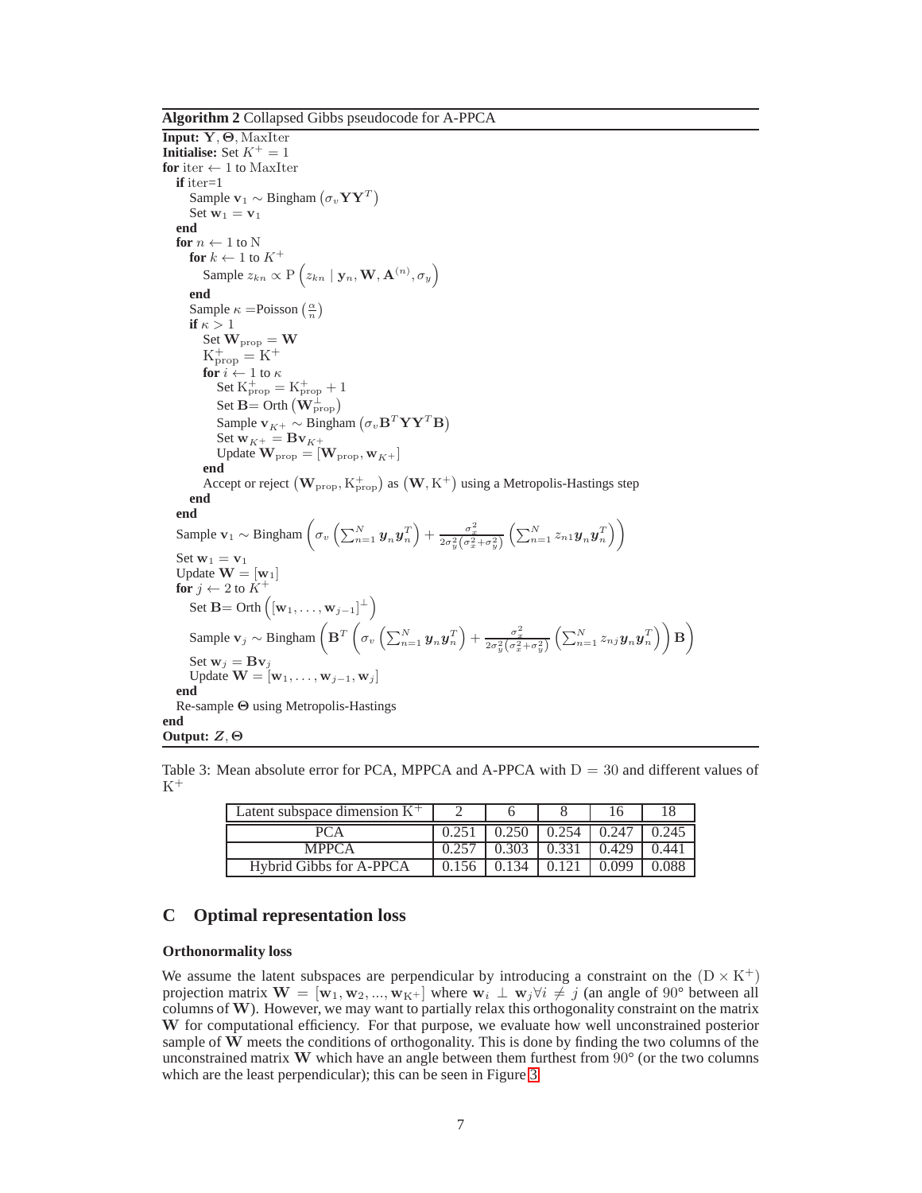**Algorithm 2** Collapsed Gibbs pseudocode for A-PPCA

```
Input: Y, Θ, MaxIter
Initialise: Set K⁺ = 1
for iter ← 1 to MaxIter
  if iter=1
    Sample v_1 ~ Bingham(σ_v Y Y^T)
    Set w_1 = v_1
  end
  for n ← 1 to N
    for k ← 1 to K⁺
      Sample z_kn ∝ P(z_kn | y_n, W, A^(n), σ_y)
    end
    Sample κ = Poisson(α/n)
    if κ > 1
      Set W_prop = W
      K⁺_prop = K⁺
      for i ← 1 to κ
        Set K⁺_prop = K⁺_prop + 1
        Set B = Orth(W_prop^⊥)
        Sample v_{K⁺} ~ Bingham(σ_v B^T Y Y^T B)
        Set w_{K⁺} = B v_{K⁺}
        Update W_prop = [W_prop, w_{K⁺}]
      end
      Accept or reject (W_prop, K⁺_prop) as (W, K⁺) using a Metropolis-Hastings step
    end
  end
  Sample v_1 ~ Bingham( σ_v (Σ_{n=1}^N y_n y_n^T) + σ_x^2 / (2σ_y^2(σ_x^2+σ_y^2)) (Σ_{n=1}^N z_n1 y_n y_n^T) )
  Set w_1 = v_1
  Update W = [w_1]
  for j ← 2 to K⁺
    Set B = Orth([w_1, ..., w_{j-1}]^⊥)
    Sample v_j ~ Bingham( B^T ( σ_v (Σ_{n=1}^N y_n y_n^T) + σ_x^2 / (2σ_y^2(σ_x^2+σ_y^2)) (Σ_{n=1}^N z_nj y_n y_n^T) ) B )
    Set w_j = B v_j
    Update W = [w_1, ..., w_{j-1}, w_j]
  end
  Re-sample Θ using Metropolis-Hastings
end
Output: Z, Θ
```

Table 3: Mean absolute error for PCA, MPPCA and A-PPCA with $\mathrm{D} = 30$ and different values of $\mathrm{K}^+$

| Latent subspace dimension $\mathrm{K}^+$ | 2 | 6 | 8 | 16 | 18 |
|---|---|---|---|---|---|
| PCA | 0.251 | 0.250 | 0.254 | 0.247 | 0.245 |
| MPPCA | 0.257 | 0.303 | 0.331 | 0.429 | 0.441 |
| Hybrid Gibbs for A-PPCA | 0.156 | 0.134 | 0.121 | 0.099 | 0.088 |

## C Optimal representation loss

### Orthonormality loss

We assume the latent subspaces are perpendicular by introducing a constraint on the $(\mathrm{D} \times \mathrm{K}^+)$ projection matrix $\mathbf{W} = [\mathbf{w}_1, \mathbf{w}_2, ..., \mathbf{w}_{\mathrm{K}^+}]$ where $\mathbf{w}_i \perp \mathbf{w}_j \forall i \neq j$ (an angle of 90° between all columns of $\mathbf{W}$). However, we may want to partially relax this orthogonality constraint on the matrix $\mathbf{W}$ for computational efficiency. For that purpose, we evaluate how well unconstrained posterior sample of $\mathbf{W}$ meets the conditions of orthogonality. This is done by finding the two columns of the unconstrained matrix $\mathbf{W}$ which have an angle between them furthest from 90° (or the two columns which are the least perpendicular); this can be seen in Figure 3.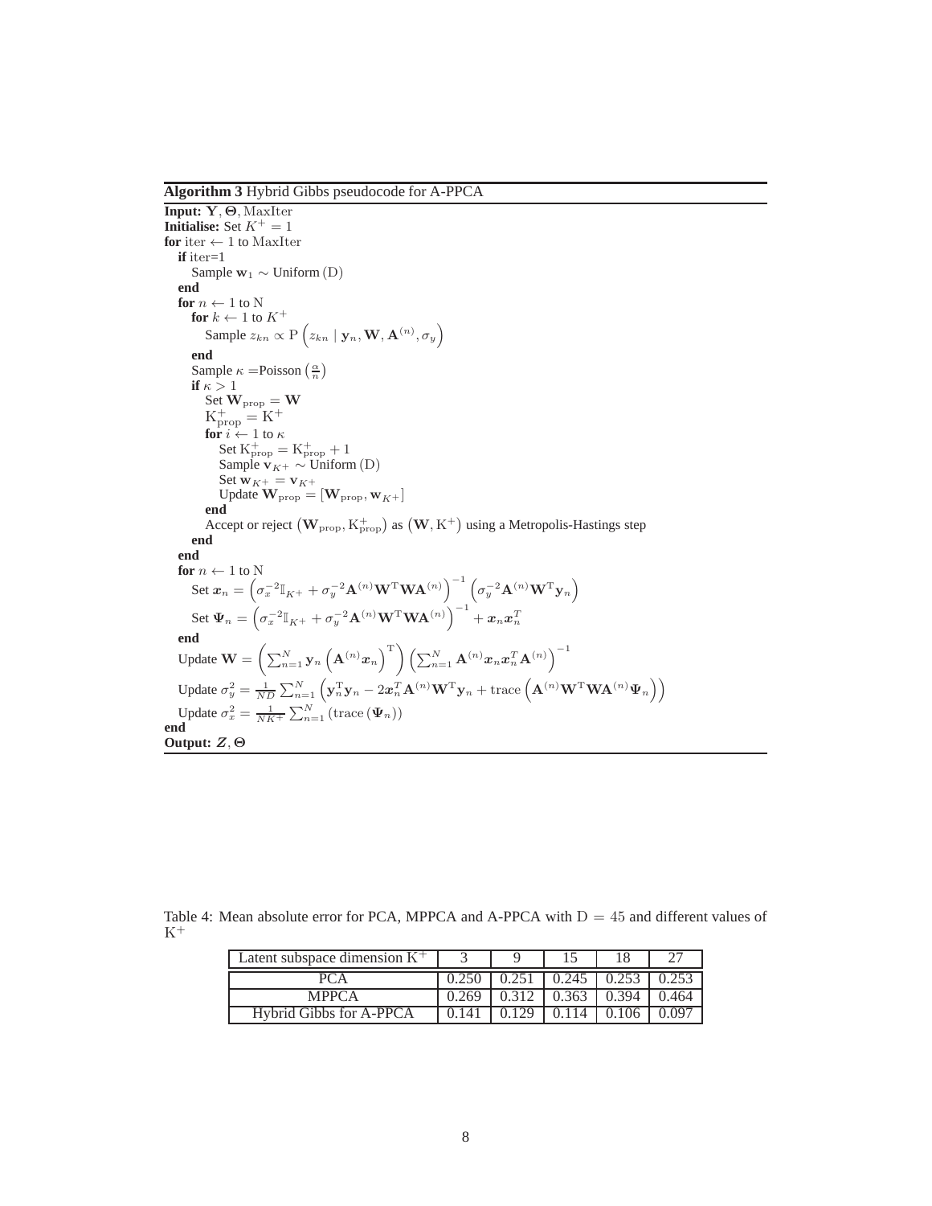**Algorithm 3** Hybrid Gibbs pseudocode for A-PPCA

```
Input: Y, Θ, MaxIter
Initialise: Set K⁺ = 1
for iter ← 1 to MaxIter
   if iter=1
      Sample w_1 ~ Uniform(D)
   end
   for n ← 1 to N
      for k ← 1 to K⁺
         Sample z_kn ∝ P(z_kn | y_n, W, A^(n), σ_y)
      end
      Sample κ = Poisson(α/n)
      if κ > 1
         Set W_prop = W
         K⁺_prop = K⁺
         for i ← 1 to κ
            Set K⁺_prop = K⁺_prop + 1
            Sample v_K⁺ ~ Uniform(D)
            Set w_K⁺ = v_K⁺
            Update W_prop = [W_prop, w_K⁺]
         end
         Accept or reject (W_prop, K⁺_prop) as (W, K⁺) using a Metropolis-Hastings step
      end
   end
   for n ← 1 to N
      Set x_n = (σ_x^{-2} I_{K⁺} + σ_y^{-2} A^(n) W^T W A^(n))^{-1} (σ_y^{-2} A^(n) W^T y_n)
      Set Ψ_n = (σ_x^{-2} I_{K⁺} + σ_y^{-2} A^(n) W^T W A^(n))^{-1} + x_n x_n^T
   end
   Update W = (Σ_{n=1}^N y_n (A^(n) x_n)^T) (Σ_{n=1}^N A^(n) x_n x_n^T A^(n))^{-1}
   Update σ_y^2 = 1/(ND) Σ_{n=1}^N (y_n^T y_n − 2 x_n^T A^(n) W^T y_n + trace(A^(n) W^T W A^(n) Ψ_n))
   Update σ_x^2 = 1/(NK⁺) Σ_{n=1}^N (trace(Ψ_n))
end
Output: Z, Θ
```

Where the updates are:

$$\boldsymbol{x}_n = \left(\sigma_x^{-2}\mathbb{I}_{K^+} + \sigma_y^{-2}\mathbf{A}^{(n)}\mathbf{W}^{\mathrm{T}}\mathbf{W}\mathbf{A}^{(n)}\right)^{-1}\left(\sigma_y^{-2}\mathbf{A}^{(n)}\mathbf{W}^{\mathrm{T}}\mathbf{y}_n\right)$$

$$\boldsymbol{\Psi}_n = \left(\sigma_x^{-2}\mathbb{I}_{K^+} + \sigma_y^{-2}\mathbf{A}^{(n)}\mathbf{W}^{\mathrm{T}}\mathbf{W}\mathbf{A}^{(n)}\right)^{-1} + \boldsymbol{x}_n\boldsymbol{x}_n^T$$

$$\mathbf{W} = \left(\sum_{n=1}^N \mathbf{y}_n\left(\mathbf{A}^{(n)}\boldsymbol{x}_n\right)^{\mathrm{T}}\right)\left(\sum_{n=1}^N \mathbf{A}^{(n)}\boldsymbol{x}_n\boldsymbol{x}_n^T\mathbf{A}^{(n)}\right)^{-1}$$

$$\sigma_y^2 = \frac{1}{ND}\sum_{n=1}^N\left(\mathbf{y}_n^{\mathrm{T}}\mathbf{y}_n - 2\boldsymbol{x}_n^T\mathbf{A}^{(n)}\mathbf{W}^{\mathrm{T}}\mathbf{y}_n + \mathrm{trace}\left(\mathbf{A}^{(n)}\mathbf{W}^{\mathrm{T}}\mathbf{W}\mathbf{A}^{(n)}\boldsymbol{\Psi}_n\right)\right)$$

$$\sigma_x^2 = \frac{1}{NK^+}\sum_{n=1}^N\left(\mathrm{trace}\left(\boldsymbol{\Psi}_n\right)\right)$$

Table 4: Mean absolute error for PCA, MPPCA and A-PPCA with $\mathrm{D} = 45$ and different values of $\mathrm{K}^+$

| Latent subspace dimension $\mathrm{K}^+$ | 3 | 9 | 15 | 18 | 27 |
|---|---|---|---|---|---|
| PCA | 0.250 | 0.251 | 0.245 | 0.253 | 0.253 |
| MPPCA | 0.269 | 0.312 | 0.363 | 0.394 | 0.464 |
| Hybrid Gibbs for A-PPCA | 0.141 | 0.129 | 0.114 | 0.106 | 0.097 |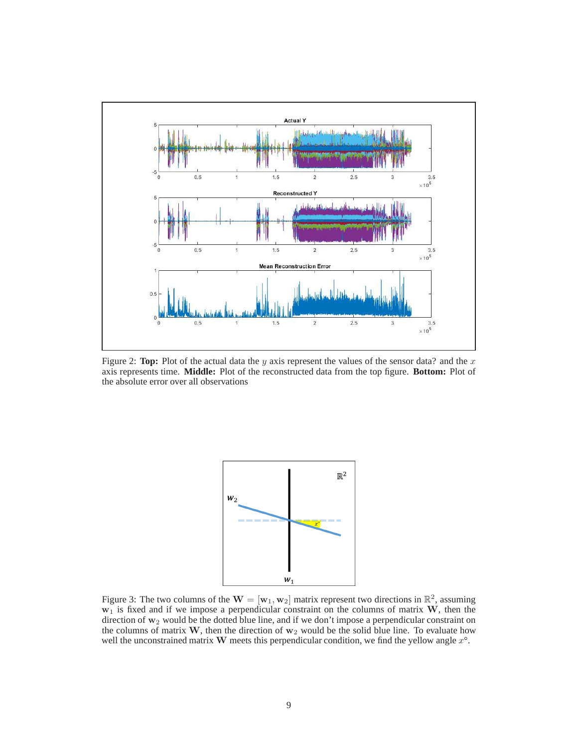Figure 2: **Top:** Plot of the actual data the $y$ axis represent the values of the sensor data? and the $x$ axis represents time. **Middle:** Plot of the reconstructed data from the top figure. **Bottom:** Plot of the absolute error over all observations

Figure 3: The two columns of the $\mathbf{W} = [\mathbf{w}_1, \mathbf{w}_2]$ matrix represent two directions in $\mathbb{R}^2$, assuming $\mathbf{w}_1$ is fixed and if we impose a perpendicular constraint on the columns of matrix $\mathbf{W}$, then the direction of $\mathbf{w}_2$ would be the dotted blue line, and if we don't impose a perpendicular constraint on the columns of matrix $\mathbf{W}$, then the direction of $\mathbf{w}_2$ would be the solid blue line. To evaluate how well the unconstrained matrix $\mathbf{W}$ meets this perpendicular condition, we find the yellow angle $x°$.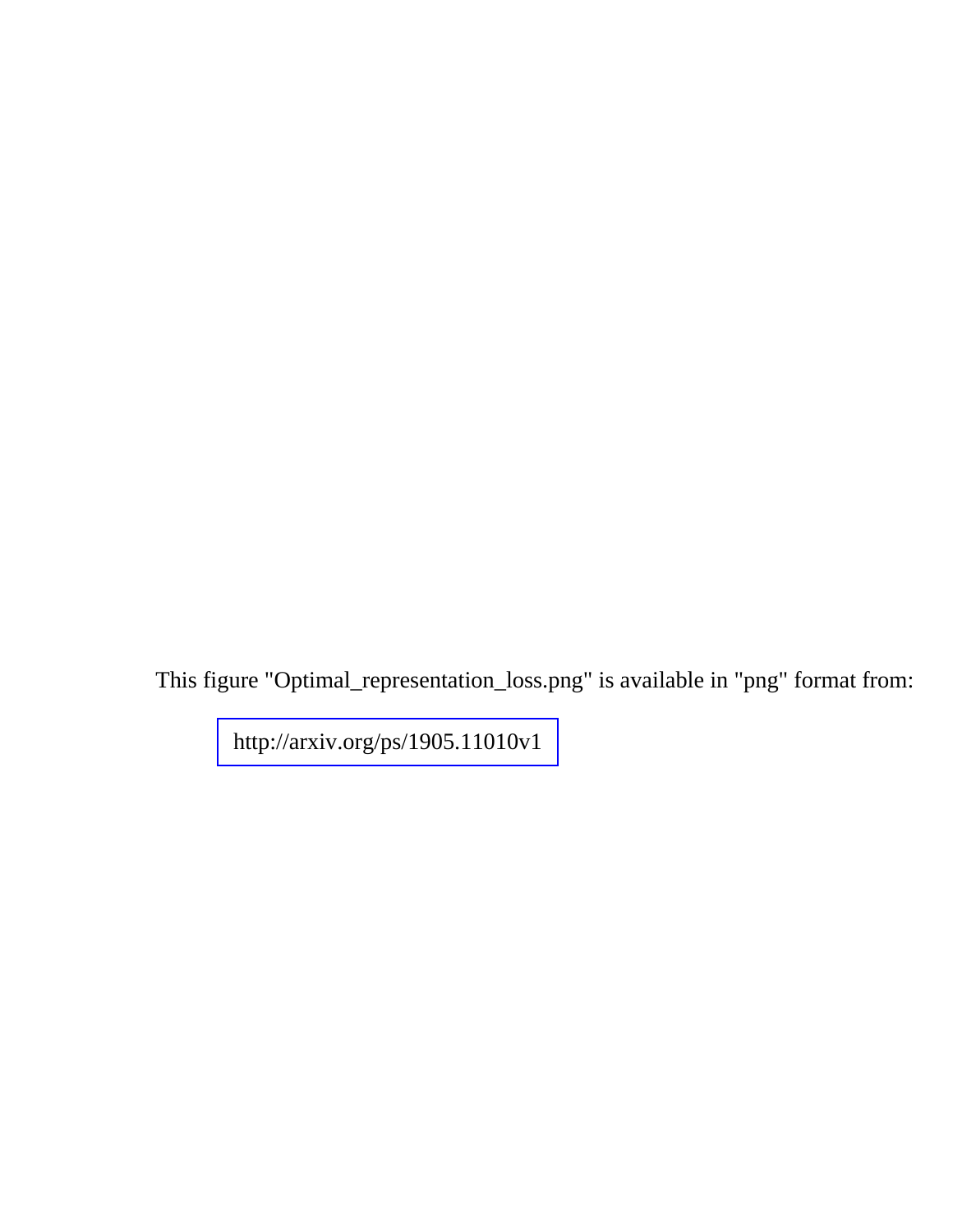This figure "Optimal_representation_loss.png" is available in "png" format from:

http://arxiv.org/ps/1905.11010v1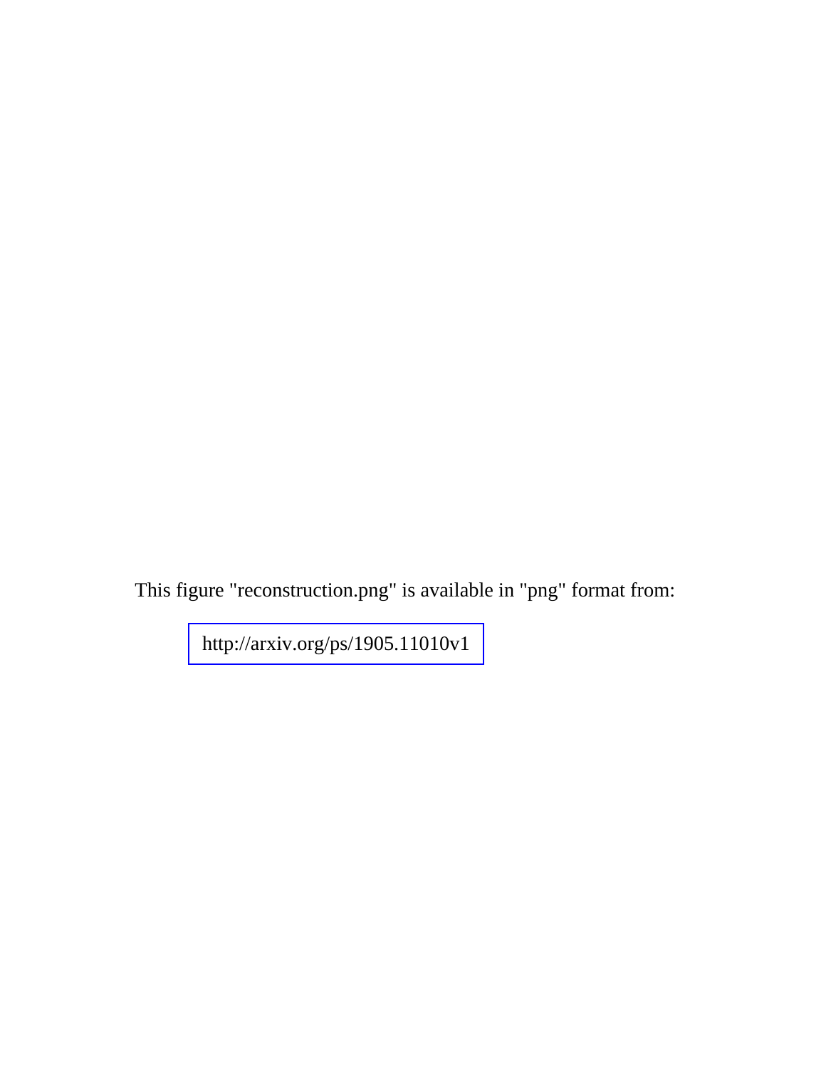This figure "reconstruction.png" is available in "png" format from:

http://arxiv.org/ps/1905.11010v1